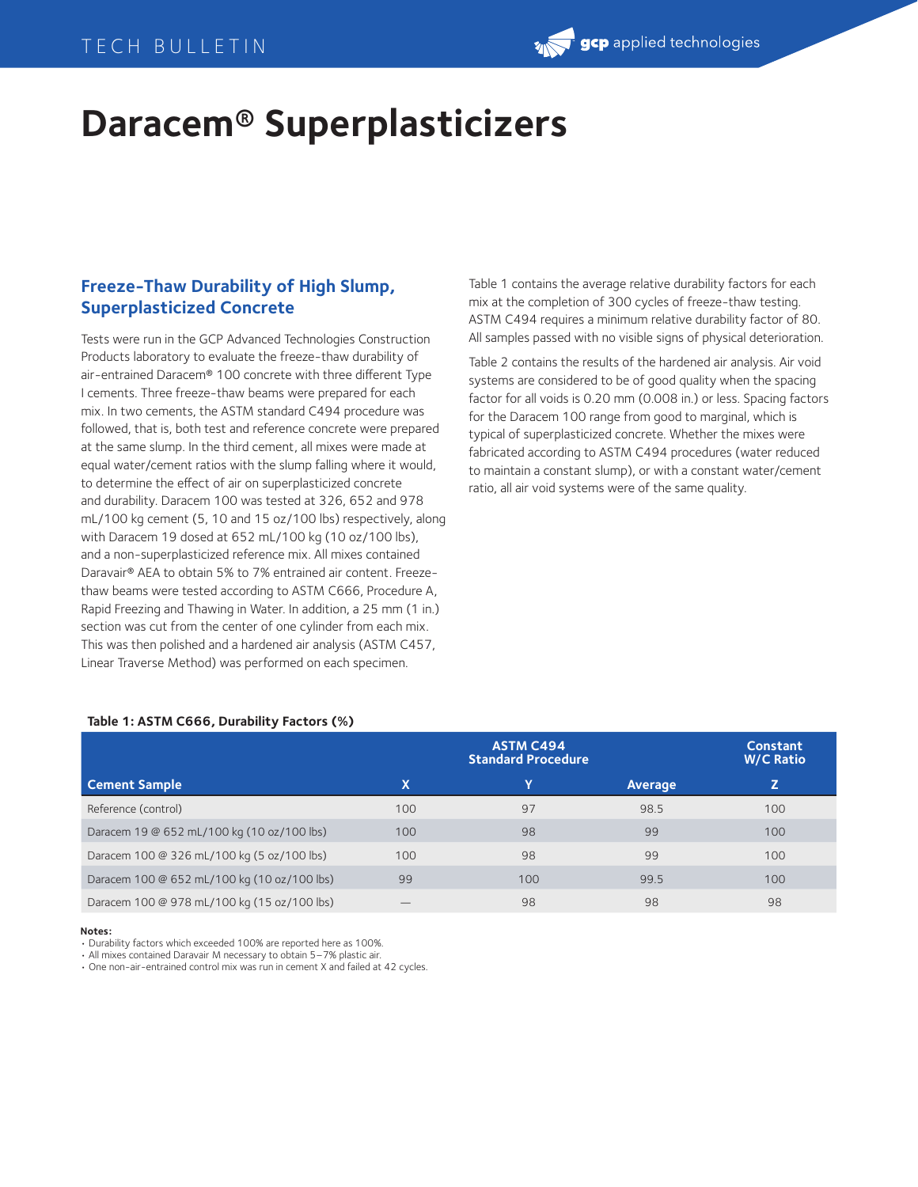# Daracem® Superplasticizers

## Freeze-Thaw Durability of High Slump, Superplasticized Concrete

Tests were run in the GCP Advanced Technologies Construction Products laboratory to evaluate the freeze-thaw durability of air-entrained Daracem® 100 concrete with three different Type I cements. Three freeze-thaw beams were prepared for each mix. In two cements, the ASTM standard C494 procedure was followed, that is, both test and reference concrete were prepared at the same slump. In the third cement, all mixes were made at equal water/cement ratios with the slump falling where it would, to determine the effect of air on superplasticized concrete and durability. Daracem 100 was tested at 326, 652 and 978 mL/100 kg cement (5, 10 and 15 oz/100 lbs) respectively, along with Daracem 19 dosed at 652 mL/100 kg (10 oz/100 lbs), and a non-superplasticized reference mix. All mixes contained Daravair® AEA to obtain 5% to 7% entrained air content. Freeze-thaw beams were tested according to ASTM C666, Procedure A, Rapid Freezing and Thawing in Water. In addition, a 25 mm (1 in.) section was cut from the center of one cylinder from each mix. This was then polished and a hardened air analysis (ASTM C457, Linear Traverse Method) was performed on each specimen.

Table 1 contains the average relative durability factors for each mix at the completion of 300 cycles of freeze-thaw testing. ASTM C494 requires a minimum relative durability factor of 80. All samples passed with no visible signs of physical deterioration.

Table 2 contains the results of the hardened air analysis. Air void systems are considered to be of good quality when the spacing factor for all voids is 0.20 mm (0.008 in.) or less. Spacing factors for the Daracem 100 range from good to marginal, which is typical of superplasticized concrete. Whether the mixes were fabricated according to ASTM C494 procedures (water reduced to maintain a constant slump), or with a constant water/cement ratio, all air void systems were of the same quality.

**Table 1: ASTM C666, Durability Factors (%)**

| | ASTM C494 Standard Procedure | | | Constant W/C Ratio |
|---|---|---|---|---|
| **Cement Sample** | **X** | **Y** | **Average** | **Z** |
| Reference (control) | 100 | 97 | 98.5 | 100 |
| Daracem 19 @ 652 mL/100 kg (10 oz/100 lbs) | 100 | 98 | 99 | 100 |
| Daracem 100 @ 326 mL/100 kg (5 oz/100 lbs) | 100 | 98 | 99 | 100 |
| Daracem 100 @ 652 mL/100 kg (10 oz/100 lbs) | 99 | 100 | 99.5 | 100 |
| Daracem 100 @ 978 mL/100 kg (15 oz/100 lbs) | — | 98 | 98 | 98 |

**Notes:**

- Durability factors which exceeded 100% are reported here as 100%.
- All mixes contained Daravair M necessary to obtain 5–7% plastic air.
- One non-air-entrained control mix was run in cement X and failed at 42 cycles.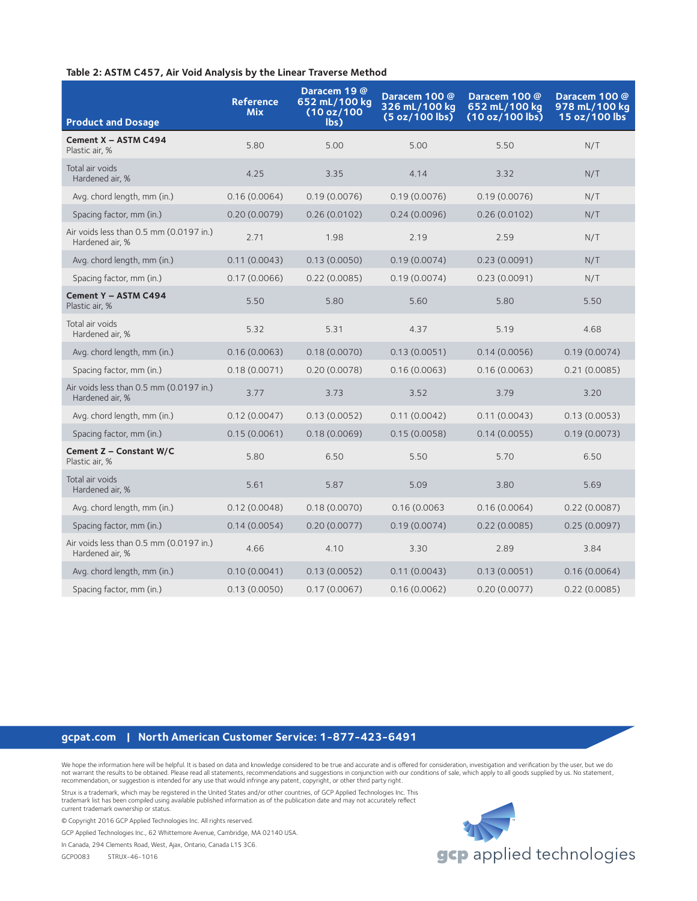**Table 2: ASTM C457, Air Void Analysis by the Linear Traverse Method**

| Product and Dosage | Reference Mix | Daracem 19 @ 652 mL/100 kg (10 oz/100 lbs) | Daracem 100 @ 326 mL/100 kg (5 oz/100 lbs) | Daracem 100 @ 652 mL/100 kg (10 oz/100 lbs) | Daracem 100 @ 978 mL/100 kg 15 oz/100 lbs |
|---|---|---|---|---|---|
| **Cement X – ASTM C494** Plastic air, % | 5.80 | 5.00 | 5.00 | 5.50 | N/T |
| Total air voids Hardened air, % | 4.25 | 3.35 | 4.14 | 3.32 | N/T |
| Avg. chord length, mm (in.) | 0.16 (0.0064) | 0.19 (0.0076) | 0.19 (0.0076) | 0.19 (0.0076) | N/T |
| Spacing factor, mm (in.) | 0.20 (0.0079) | 0.26 (0.0102) | 0.24 (0.0096) | 0.26 (0.0102) | N/T |
| Air voids less than 0.5 mm (0.0197 in.) Hardened air, % | 2.71 | 1.98 | 2.19 | 2.59 | N/T |
| Avg. chord length, mm (in.) | 0.11 (0.0043) | 0.13 (0.0050) | 0.19 (0.0074) | 0.23 (0.0091) | N/T |
| Spacing factor, mm (in.) | 0.17 (0.0066) | 0.22 (0.0085) | 0.19 (0.0074) | 0.23 (0.0091) | N/T |
| **Cement Y – ASTM C494** Plastic air, % | 5.50 | 5.80 | 5.60 | 5.80 | 5.50 |
| Total air voids Hardened air, % | 5.32 | 5.31 | 4.37 | 5.19 | 4.68 |
| Avg. chord length, mm (in.) | 0.16 (0.0063) | 0.18 (0.0070) | 0.13 (0.0051) | 0.14 (0.0056) | 0.19 (0.0074) |
| Spacing factor, mm (in.) | 0.18 (0.0071) | 0.20 (0.0078) | 0.16 (0.0063) | 0.16 (0.0063) | 0.21 (0.0085) |
| Air voids less than 0.5 mm (0.0197 in.) Hardened air, % | 3.77 | 3.73 | 3.52 | 3.79 | 3.20 |
| Avg. chord length, mm (in.) | 0.12 (0.0047) | 0.13 (0.0052) | 0.11 (0.0042) | 0.11 (0.0043) | 0.13 (0.0053) |
| Spacing factor, mm (in.) | 0.15 (0.0061) | 0.18 (0.0069) | 0.15 (0.0058) | 0.14 (0.0055) | 0.19 (0.0073) |
| **Cement Z – Constant W/C** Plastic air, % | 5.80 | 6.50 | 5.50 | 5.70 | 6.50 |
| Total air voids Hardened air, % | 5.61 | 5.87 | 5.09 | 3.80 | 5.69 |
| Avg. chord length, mm (in.) | 0.12 (0.0048) | 0.18 (0.0070) | 0.16 (0.0063 | 0.16 (0.0064) | 0.22 (0.0087) |
| Spacing factor, mm (in.) | 0.14 (0.0054) | 0.20 (0.0077) | 0.19 (0.0074) | 0.22 (0.0085) | 0.25 (0.0097) |
| Air voids less than 0.5 mm (0.0197 in.) Hardened air, % | 4.66 | 4.10 | 3.30 | 2.89 | 3.84 |
| Avg. chord length, mm (in.) | 0.10 (0.0041) | 0.13 (0.0052) | 0.11 (0.0043) | 0.13 (0.0051) | 0.16 (0.0064) |
| Spacing factor, mm (in.) | 0.13 (0.0050) | 0.17 (0.0067) | 0.16 (0.0062) | 0.20 (0.0077) | 0.22 (0.0085) |

**gcpat.com | North American Customer Service: 1-877-423-6491**

We hope the information here will be helpful. It is based on data and knowledge considered to be true and accurate and is offered for consideration, investigation and verification by the user, but we do not warrant the results to be obtained. Please read all statements, recommendations and suggestions in conjunction with our conditions of sale, which apply to all goods supplied by us. No statement, recommendation, or suggestion is intended for any use that would infringe any patent, copyright, or other third party right.

Strux is a trademark, which may be registered in the United States and/or other countries, of GCP Applied Technologies Inc. This trademark list has been compiled using available published information as of the publication date and may not accurately reflect current trademark ownership or status.

© Copyright 2016 GCP Applied Technologies Inc. All rights reserved.

GCP Applied Technologies Inc., 62 Whittemore Avenue, Cambridge, MA 02140 USA.

In Canada, 294 Clements Road, West, Ajax, Ontario, Canada L1S 3C6.

GCP0083 STRUX-46-1016

gcp applied technologies